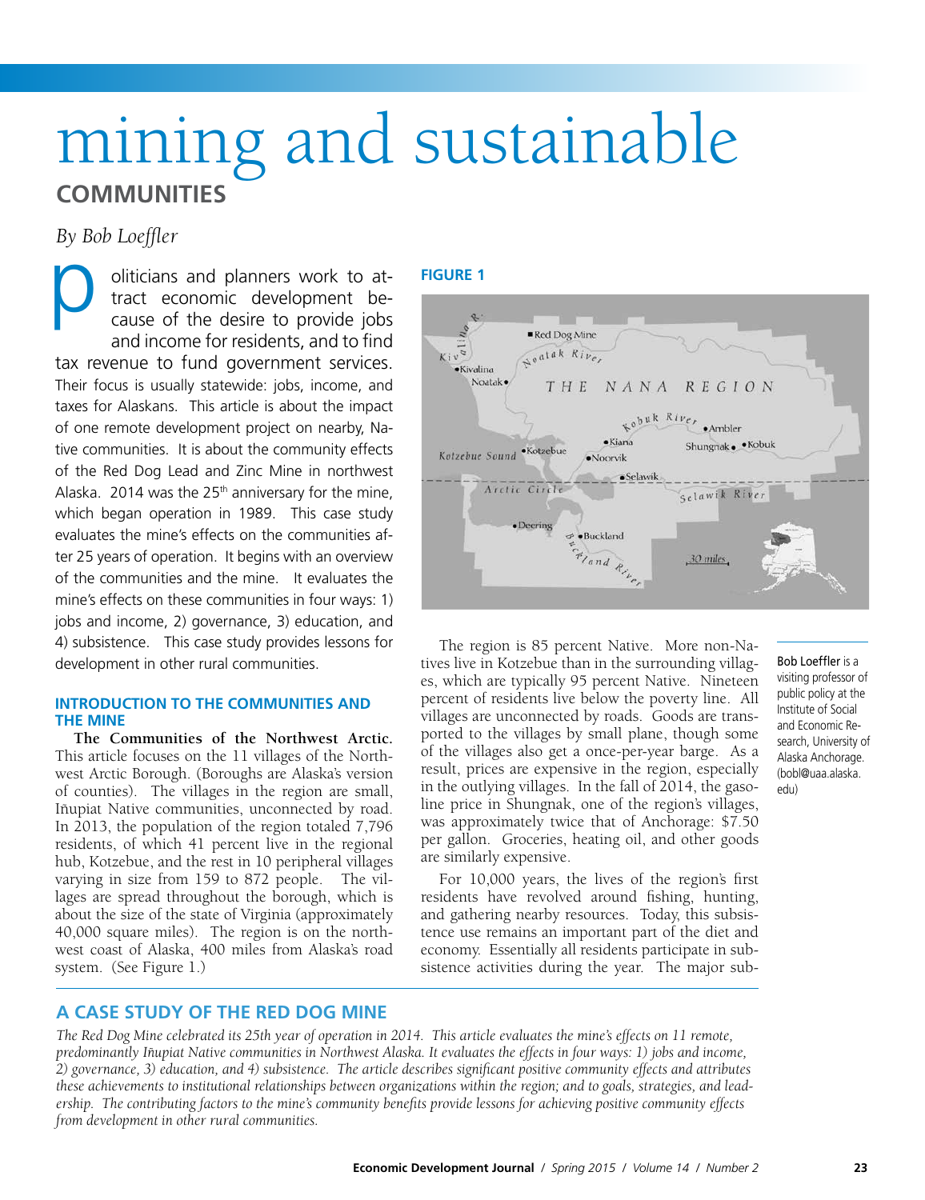# mining and sustainable COMMUNITIES

*By Bob Loeffler*

## A CASE STUDY OF THE RED DOG MINE

*The Red Dog Mine celebrated its 25th year of operation in 2014. This article evaluates the mine's effects on 11 remote, predominantly Iñupiat Native communities in Northwest Alaska. It evaluates the effects in four ways: 1) jobs and income, 2) governance, 3) education, and 4) subsistence. The article describes significant positive community effects and attributes these achievements to institutional relationships between organizations within the region; and to goals, strategies, and leadership. The contributing factors to the mine's community benefits provide lessons for achieving positive community effects from development in other rural communities.*

Politicians and planners work to attract economic development because of the desire to provide jobs and income for residents, and to find tax revenue to fund government services. Their focus is usually statewide: jobs, income, and taxes for Alaskans. This article is about the impact of one remote development project on nearby, Native communities. It is about the community effects of the Red Dog Lead and Zinc Mine in northwest Alaska. 2014 was the 25th anniversary for the mine, which began operation in 1989. This case study evaluates the mine's effects on the communities after 25 years of operation. It begins with an overview of the communities and the mine. It evaluates the mine's effects on these communities in four ways: 1) jobs and income, 2) governance, 3) education, and 4) subsistence. This case study provides lessons for development in other rural communities.

### INTRODUCTION TO THE COMMUNITIES AND THE MINE

**The Communities of the Northwest Arctic.** This article focuses on the 11 villages of the Northwest Arctic Borough. (Boroughs are Alaska's version of counties). The villages in the region are small, Iñupiat Native communities, unconnected by road. In 2013, the population of the region totaled 7,796 residents, of which 41 percent live in the regional hub, Kotzebue, and the rest in 10 peripheral villages varying in size from 159 to 872 people. The villages are spread throughout the borough, which is about the size of the state of Virginia (approximately 40,000 square miles). The region is on the northwest coast of Alaska, 400 miles from Alaska's road system. (See Figure 1.)

**FIGURE 1**

The region is 85 percent Native. More non-Natives live in Kotzebue than in the surrounding villages, which are typically 95 percent Native. Nineteen percent of residents live below the poverty line. All villages are unconnected by roads. Goods are transported to the villages by small plane, though some of the villages also get a once-per-year barge. As a result, prices are expensive in the region, especially in the outlying villages. In the fall of 2014, the gasoline price in Shungnak, one of the region's villages, was approximately twice that of Anchorage: $7.50 per gallon. Groceries, heating oil, and other goods are similarly expensive.

For 10,000 years, the lives of the region's first residents have revolved around fishing, hunting, and gathering nearby resources. Today, this subsistence use remains an important part of the diet and economy. Essentially all residents participate in subsistence activities during the year. The major sub-

Bob Loeffler is a visiting professor of public policy at the Institute of Social and Economic Research, University of Alaska Anchorage. (bobl@uaa.alaska.edu)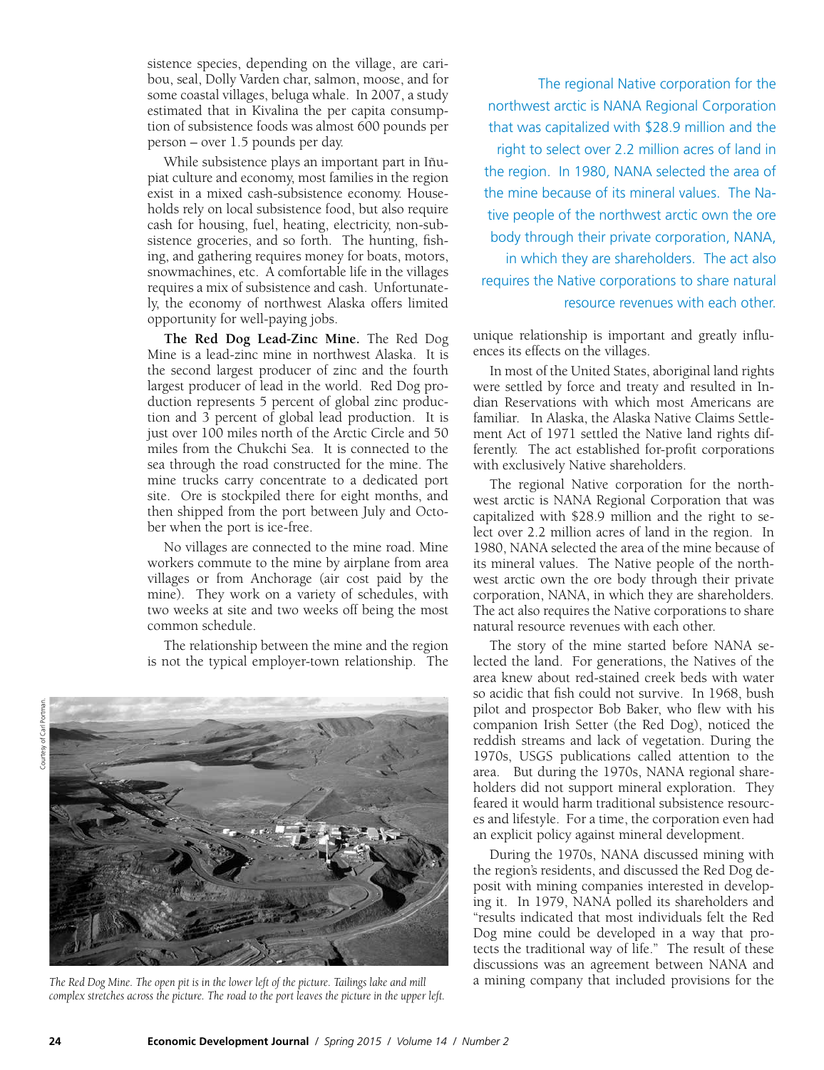sistence species, depending on the village, are caribou, seal, Dolly Varden char, salmon, moose, and for some coastal villages, beluga whale. In 2007, a study estimated that in Kivalina the per capita consumption of subsistence foods was almost 600 pounds per person – over 1.5 pounds per day.

While subsistence plays an important part in Iñupiat culture and economy, most families in the region exist in a mixed cash-subsistence economy. Households rely on local subsistence food, but also require cash for housing, fuel, heating, electricity, non-subsistence groceries, and so forth. The hunting, fishing, and gathering requires money for boats, motors, snowmachines, etc. A comfortable life in the villages requires a mix of subsistence and cash. Unfortunately, the economy of northwest Alaska offers limited opportunity for well-paying jobs.

**The Red Dog Lead-Zinc Mine.** The Red Dog Mine is a lead-zinc mine in northwest Alaska. It is the second largest producer of zinc and the fourth largest producer of lead in the world. Red Dog production represents 5 percent of global zinc production and 3 percent of global lead production. It is just over 100 miles north of the Arctic Circle and 50 miles from the Chukchi Sea. It is connected to the sea through the road constructed for the mine. The mine trucks carry concentrate to a dedicated port site. Ore is stockpiled there for eight months, and then shipped from the port between July and October when the port is ice-free.

No villages are connected to the mine road. Mine workers commute to the mine by airplane from area villages or from Anchorage (air cost paid by the mine). They work on a variety of schedules, with two weeks at site and two weeks off being the most common schedule.

The relationship between the mine and the region is not the typical employer-town relationship. The unique relationship is important and greatly influences its effects on the villages.

*The Red Dog Mine. The open pit is in the lower left of the picture. Tailings lake and mill complex stretches across the picture. The road to the port leaves the picture in the upper left.*

Courtesy of Carl Portman.

> The regional Native corporation for the northwest arctic is NANA Regional Corporation that was capitalized with $28.9 million and the right to select over 2.2 million acres of land in the region. In 1980, NANA selected the area of the mine because of its mineral values. The Native people of the northwest arctic own the ore body through their private corporation, NANA, in which they are shareholders. The act also requires the Native corporations to share natural resource revenues with each other.

In most of the United States, aboriginal land rights were settled by force and treaty and resulted in Indian Reservations with which most Americans are familiar. In Alaska, the Alaska Native Claims Settlement Act of 1971 settled the Native land rights differently. The act established for-profit corporations with exclusively Native shareholders.

The regional Native corporation for the northwest arctic is NANA Regional Corporation that was capitalized with $28.9 million and the right to select over 2.2 million acres of land in the region. In 1980, NANA selected the area of the mine because of its mineral values. The Native people of the northwest arctic own the ore body through their private corporation, NANA, in which they are shareholders. The act also requires the Native corporations to share natural resource revenues with each other.

The story of the mine started before NANA selected the land. For generations, the Natives of the area knew about red-stained creek beds with water so acidic that fish could not survive. In 1968, bush pilot and prospector Bob Baker, who flew with his companion Irish Setter (the Red Dog), noticed the reddish streams and lack of vegetation. During the 1970s, USGS publications called attention to the area. But during the 1970s, NANA regional shareholders did not support mineral exploration. They feared it would harm traditional subsistence resources and lifestyle. For a time, the corporation even had an explicit policy against mineral development.

During the 1970s, NANA discussed mining with the region's residents, and discussed the Red Dog deposit with mining companies interested in developing it. In 1979, NANA polled its shareholders and "results indicated that most individuals felt the Red Dog mine could be developed in a way that protects the traditional way of life." The result of these discussions was an agreement between NANA and a mining company that included provisions for the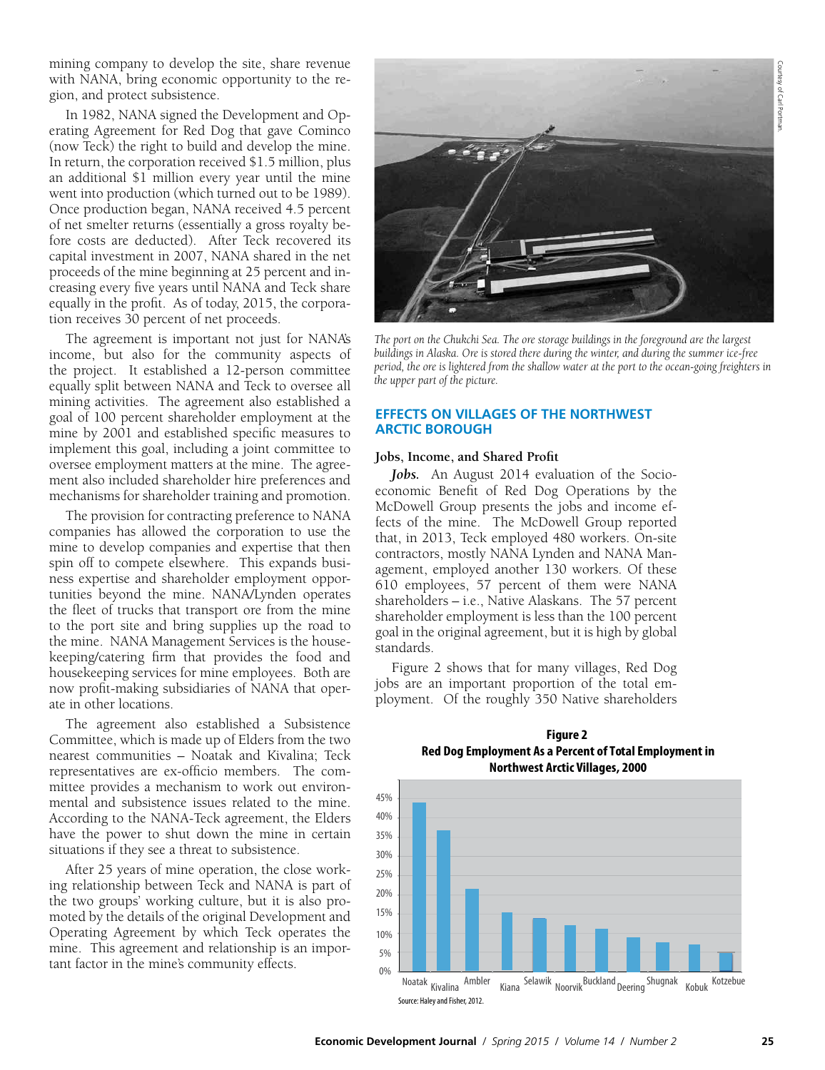mining company to develop the site, share revenue with NANA, bring economic opportunity to the region, and protect subsistence.

In 1982, NANA signed the Development and Operating Agreement for Red Dog that gave Cominco (now Teck) the right to build and develop the mine. In return, the corporation received $1.5 million, plus an additional $1 million every year until the mine went into production (which turned out to be 1989). Once production began, NANA received 4.5 percent of net smelter returns (essentially a gross royalty before costs are deducted). After Teck recovered its capital investment in 2007, NANA shared in the net proceeds of the mine beginning at 25 percent and increasing every five years until NANA and Teck share equally in the profit. As of today, 2015, the corporation receives 30 percent of net proceeds.

The agreement is important not just for NANA's income, but also for the community aspects of the project. It established a 12-person committee equally split between NANA and Teck to oversee all mining activities. The agreement also established a goal of 100 percent shareholder employment at the mine by 2001 and established specific measures to implement this goal, including a joint committee to oversee employment matters at the mine. The agreement also included shareholder hire preferences and mechanisms for shareholder training and promotion.

The provision for contracting preference to NANA companies has allowed the corporation to use the mine to develop companies and expertise that then spin off to compete elsewhere. This expands business expertise and shareholder employment opportunities beyond the mine. NANA/Lynden operates the fleet of trucks that transport ore from the mine to the port site and bring supplies up the road to the mine. NANA Management Services is the housekeeping/catering firm that provides the food and housekeeping services for mine employees. Both are now profit-making subsidiaries of NANA that operate in other locations.

The agreement also established a Subsistence Committee, which is made up of Elders from the two nearest communities – Noatak and Kivalina; Teck representatives are ex-officio members. The committee provides a mechanism to work out environmental and subsistence issues related to the mine. According to the NANA-Teck agreement, the Elders have the power to shut down the mine in certain situations if they see a threat to subsistence.

After 25 years of mine operation, the close working relationship between Teck and NANA is part of the two groups' working culture, but it is also promoted by the details of the original Development and Operating Agreement by which Teck operates the mine. This agreement and relationship is an important factor in the mine's community effects.

Courtesy of Carl Portman.

*The port on the Chukchi Sea. The ore storage buildings in the foreground are the largest buildings in Alaska. Ore is stored there during the winter, and during the summer ice-free period, the ore is lightered from the shallow water at the port to the ocean-going freighters in the upper part of the picture.*

## EFFECTS ON VILLAGES OF THE NORTHWEST ARCTIC BOROUGH

### Jobs, Income, and Shared Profit

***Jobs.*** An August 2014 evaluation of the Socioeconomic Benefit of Red Dog Operations by the McDowell Group presents the jobs and income effects of the mine. The McDowell Group reported that, in 2013, Teck employed 480 workers. On-site contractors, mostly NANA Lynden and NANA Management, employed another 130 workers. Of these 610 employees, 57 percent of them were NANA shareholders – i.e., Native Alaskans. The 57 percent shareholder employment is less than the 100 percent goal in the original agreement, but it is high by global standards.

Figure 2 shows that for many villages, Red Dog jobs are an important proportion of the total employment. Of the roughly 350 Native shareholders

**Figure 2**
**Red Dog Employment As a Percent of Total Employment in Northwest Arctic Villages, 2000**

| Village | Percent (approx.) |
|---|---|
| Noatak | 44% |
| Kivalina | 37% |
| Ambler | 21.5% |
| Kiana | 15.5% |
| Selawik | 14% |
| Noorvik | 12% |
| Buckland | 11% |
| Deering | 9% |
| Shugnak | 7.5% |
| Kobuk | 7% |
| Kotzebue | 5% |

Source: Haley and Fisher, 2012.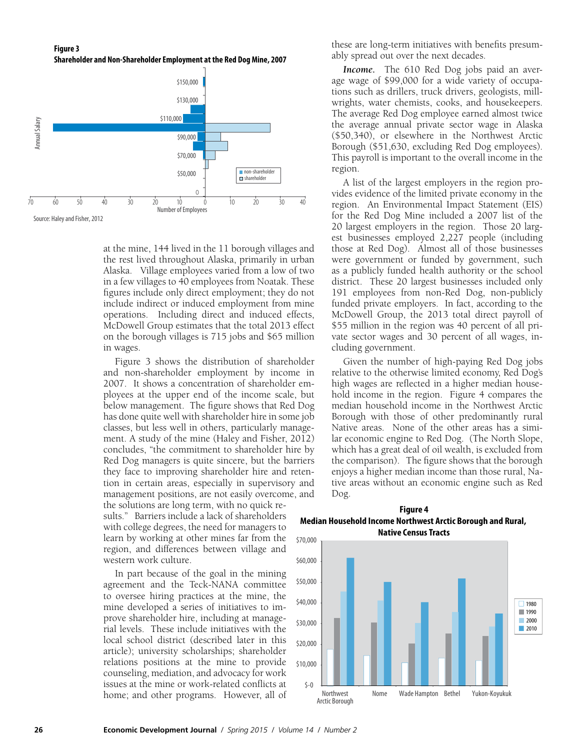**Figure 3**
**Shareholder and Non-Shareholder Employment at the Red Dog Mine, 2007**

Source: Haley and Fisher, 2012

at the mine, 144 lived in the 11 borough villages and the rest lived throughout Alaska, primarily in urban Alaska. Village employees varied from a low of two in a few villages to 40 employees from Noatak. These figures include only direct employment; they do not include indirect or induced employment from mine operations. Including direct and induced effects, McDowell Group estimates that the total 2013 effect on the borough villages is 715 jobs and $65 million in wages.

Figure 3 shows the distribution of shareholder and non-shareholder employment by income in 2007. It shows a concentration of shareholder employees at the upper end of the income scale, but below management. The figure shows that Red Dog has done quite well with shareholder hire in some job classes, but less well in others, particularly management. A study of the mine (Haley and Fisher, 2012) concludes, "the commitment to shareholder hire by Red Dog managers is quite sincere, but the barriers they face to improving shareholder hire and retention in certain areas, especially in supervisory and management positions, are not easily overcome, and the solutions are long term, with no quick results." Barriers include a lack of shareholders with college degrees, the need for managers to learn by working at other mines far from the region, and differences between village and western work culture.

In part because of the goal in the mining agreement and the Teck-NANA committee to oversee hiring practices at the mine, the mine developed a series of initiatives to improve shareholder hire, including at managerial levels. These include initiatives with the local school district (described later in this article); university scholarships; shareholder relations positions at the mine to provide counseling, mediation, and advocacy for work issues at the mine or work-related conflicts at home; and other programs. However, all of these are long-term initiatives with benefits presumably spread out over the next decades.

***Income.*** The 610 Red Dog jobs paid an average wage of $99,000 for a wide variety of occupations such as drillers, truck drivers, geologists, millwrights, water chemists, cooks, and housekeepers. The average Red Dog employee earned almost twice the average annual private sector wage in Alaska ($50,340), or elsewhere in the Northwest Arctic Borough ($51,630, excluding Red Dog employees). This payroll is important to the overall income in the region.

A list of the largest employers in the region provides evidence of the limited private economy in the region. An Environmental Impact Statement (EIS) for the Red Dog Mine included a 2007 list of the 20 largest employers in the region. Those 20 largest businesses employed 2,227 people (including those at Red Dog). Almost all of those businesses were government or funded by government, such as a publicly funded health authority or the school district. These 20 largest businesses included only 191 employees from non-Red Dog, non-publicly funded private employers. In fact, according to the McDowell Group, the 2013 total direct payroll of $55 million in the region was 40 percent of all private sector wages and 30 percent of all wages, including government.

Given the number of high-paying Red Dog jobs relative to the otherwise limited economy, Red Dog's high wages are reflected in a higher median household income in the region. Figure 4 compares the median household income in the Northwest Arctic Borough with those of other predominantly rural Native areas. None of the other areas has a similar economic engine to Red Dog. (The North Slope, which has a great deal of oil wealth, is excluded from the comparison). The figure shows that the borough enjoys a higher median income than those rural, Native areas without an economic engine such as Red Dog.

**Figure 4**
**Median Household Income Northwest Arctic Borough and Rural, Native Census Tracts**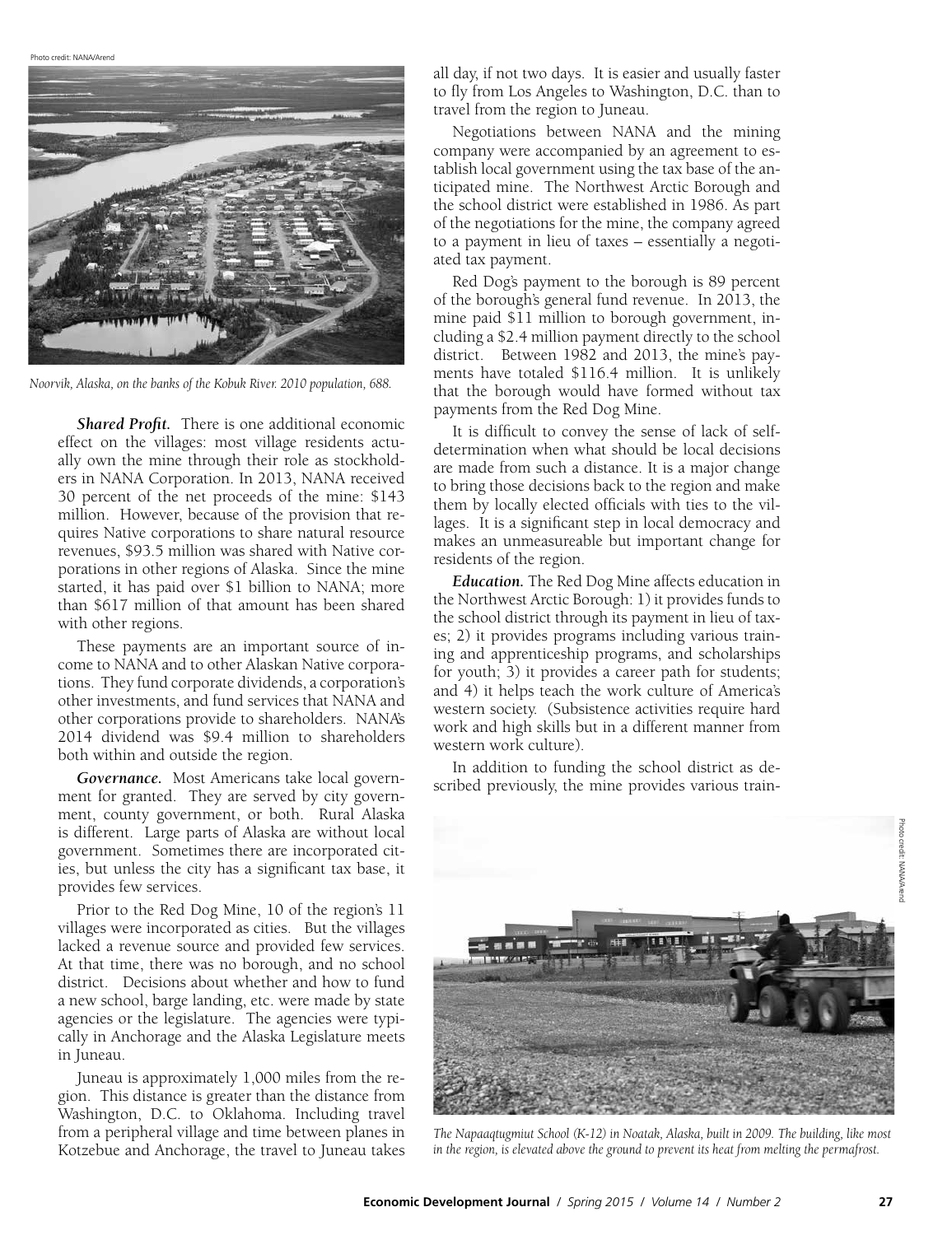*Noorvik, Alaska, on the banks of the Kobuk River. 2010 population, 688.*

***Shared Profit.*** There is one additional economic effect on the villages: most village residents actually own the mine through their role as stockholders in NANA Corporation. In 2013, NANA received 30 percent of the net proceeds of the mine: $143 million. However, because of the provision that requires Native corporations to share natural resource revenues, $93.5 million was shared with Native corporations in other regions of Alaska. Since the mine started, it has paid over $1 billion to NANA; more than $617 million of that amount has been shared with other regions.

These payments are an important source of income to NANA and to other Alaskan Native corporations. They fund corporate dividends, a corporation's other investments, and fund services that NANA and other corporations provide to shareholders. NANA's 2014 dividend was $9.4 million to shareholders both within and outside the region.

***Governance.*** Most Americans take local government for granted. They are served by city government, county government, or both. Rural Alaska is different. Large parts of Alaska are without local government. Sometimes there are incorporated cities, but unless the city has a significant tax base, it provides few services.

Prior to the Red Dog Mine, 10 of the region's 11 villages were incorporated as cities. But the villages lacked a revenue source and provided few services. At that time, there was no borough, and no school district. Decisions about whether and how to fund a new school, barge landing, etc. were made by state agencies or the legislature. The agencies were typically in Anchorage and the Alaska Legislature meets in Juneau.

Juneau is approximately 1,000 miles from the region. This distance is greater than the distance from Washington, D.C. to Oklahoma. Including travel from a peripheral village and time between planes in Kotzebue and Anchorage, the travel to Juneau takes all day, if not two days. It is easier and usually faster to fly from Los Angeles to Washington, D.C. than to travel from the region to Juneau.

Negotiations between NANA and the mining company were accompanied by an agreement to establish local government using the tax base of the anticipated mine. The Northwest Arctic Borough and the school district were established in 1986. As part of the negotiations for the mine, the company agreed to a payment in lieu of taxes – essentially a negotiated tax payment.

Red Dog's payment to the borough is 89 percent of the borough's general fund revenue. In 2013, the mine paid $11 million to borough government, including a $2.4 million payment directly to the school district. Between 1982 and 2013, the mine's payments have totaled $116.4 million. It is unlikely that the borough would have formed without tax payments from the Red Dog Mine.

It is difficult to convey the sense of lack of self-determination when what should be local decisions are made from such a distance. It is a major change to bring those decisions back to the region and make them by locally elected officials with ties to the villages. It is a significant step in local democracy and makes an unmeasureable but important change for residents of the region.

***Education.*** The Red Dog Mine affects education in the Northwest Arctic Borough: 1) it provides funds to the school district through its payment in lieu of taxes; 2) it provides programs including various training and apprenticeship programs, and scholarships for youth; 3) it provides a career path for students; and 4) it helps teach the work culture of America's western society. (Subsistence activities require hard work and high skills but in a different manner from western work culture).

In addition to funding the school district as described previously, the mine provides various train-

*The Napaaqtugmiut School (K-12) in Noatak, Alaska, built in 2009. The building, like most in the region, is elevated above the ground to prevent its heat from melting the permafrost.*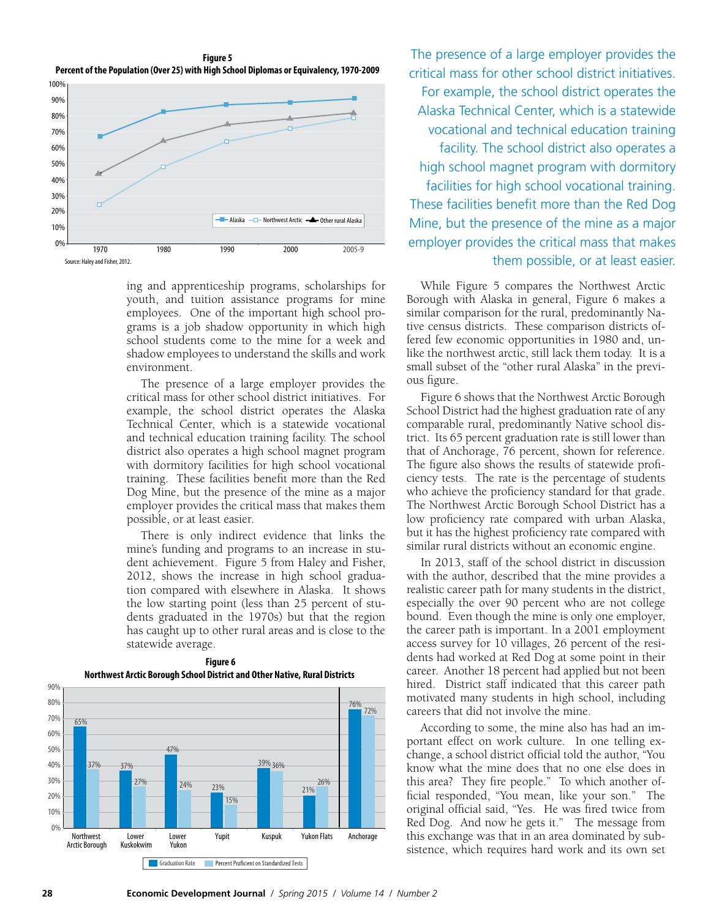**Figure 5**
**Percent of the Population (Over 25) with High School Diplomas or Equivalency, 1970-2009**

| | 1970 | 1980 | 1990 | 2000 | 2005-9 |
|---|---|---|---|---|---|
| Alaska | | | | | |
| Northwest Arctic | | | | | |
| Other rural Alaska | | | | | |

Source: Haley and Fisher, 2012.

ing and apprenticeship programs, scholarships for youth, and tuition assistance programs for mine employees. One of the important high school programs is a job shadow opportunity in which high school students come to the mine for a week and shadow employees to understand the skills and work environment.

The presence of a large employer provides the critical mass for other school district initiatives. For example, the school district operates the Alaska Technical Center, which is a statewide vocational and technical education training facility. The school district also operates a high school magnet program with dormitory facilities for high school vocational training. These facilities benefit more than the Red Dog Mine, but the presence of the mine as a major employer provides the critical mass that makes them possible, or at least easier.

There is only indirect evidence that links the mine's funding and programs to an increase in student achievement. Figure 5 from Haley and Fisher, 2012, shows the increase in high school graduation compared with elsewhere in Alaska. It shows the low starting point (less than 25 percent of students graduated in the 1970s) but that the region has caught up to other rural areas and is close to the statewide average.

**Figure 6**
**Northwest Arctic Borough School District and Other Native, Rural Districts**

| | Graduation Rate | Percent Proficient on Standardized Tests |
|---|---|---|
| Northwest Arctic Borough | 65% | 37% |
| Lower Kuskokwim | 37% | 27% |
| Lower Yukon | 47% | 24% |
| Yupit | 23% | 15% |
| Kuspuk | 39% | 36% |
| Yukon Flats | 21% | 26% |
| Anchorage | 76% | 72% |

> The presence of a large employer provides the critical mass for other school district initiatives. For example, the school district operates the Alaska Technical Center, which is a statewide vocational and technical education training facility. The school district also operates a high school magnet program with dormitory facilities for high school vocational training. These facilities benefit more than the Red Dog Mine, but the presence of the mine as a major employer provides the critical mass that makes them possible, or at least easier.

While Figure 5 compares the Northwest Arctic Borough with Alaska in general, Figure 6 makes a similar comparison for the rural, predominantly Native census districts. These comparison districts offered few economic opportunities in 1980 and, unlike the northwest arctic, still lack them today. It is a small subset of the "other rural Alaska" in the previous figure.

Figure 6 shows that the Northwest Arctic Borough School District had the highest graduation rate of any comparable rural, predominantly Native school district. Its 65 percent graduation rate is still lower than that of Anchorage, 76 percent, shown for reference. The figure also shows the results of statewide proficiency tests. The rate is the percentage of students who achieve the proficiency standard for that grade. The Northwest Arctic Borough School District has a low proficiency rate compared with urban Alaska, but it has the highest proficiency rate compared with similar rural districts without an economic engine.

In 2013, staff of the school district in discussion with the author, described that the mine provides a realistic career path for many students in the district, especially the over 90 percent who are not college bound. Even though the mine is only one employer, the career path is important. In a 2001 employment access survey for 10 villages, 26 percent of the residents had worked at Red Dog at some point in their career. Another 18 percent had applied but not been hired. District staff indicated that this career path motivated many students in high school, including careers that did not involve the mine.

According to some, the mine also has had an important effect on work culture. In one telling exchange, a school district official told the author, "You know what the mine does that no one else does in this area? They fire people." To which another official responded, "You mean, like your son." The original official said, "Yes. He was fired twice from Red Dog. And now he gets it." The message from this exchange was that in an area dominated by subsistence, which requires hard work and its own set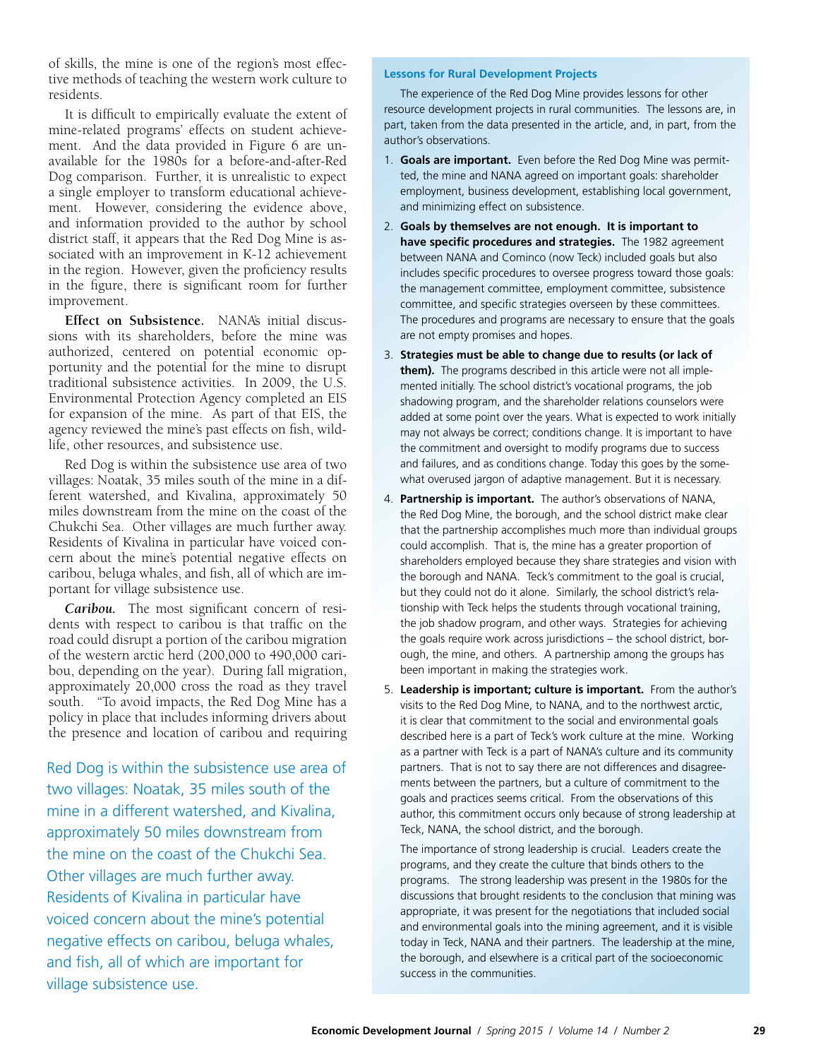of skills, the mine is one of the region's most effective methods of teaching the western work culture to residents.

It is difficult to empirically evaluate the extent of mine-related programs' effects on student achievement. And the data provided in Figure 6 are unavailable for the 1980s for a before-and-after-Red Dog comparison. Further, it is unrealistic to expect a single employer to transform educational achievement. However, considering the evidence above, and information provided to the author by school district staff, it appears that the Red Dog Mine is associated with an improvement in K-12 achievement in the region. However, given the proficiency results in the figure, there is significant room for further improvement.

**Effect on Subsistence.** NANA's initial discussions with its shareholders, before the mine was authorized, centered on potential economic opportunity and the potential for the mine to disrupt traditional subsistence activities. In 2009, the U.S. Environmental Protection Agency completed an EIS for expansion of the mine. As part of that EIS, the agency reviewed the mine's past effects on fish, wildlife, other resources, and subsistence use.

Red Dog is within the subsistence use area of two villages: Noatak, 35 miles south of the mine in a different watershed, and Kivalina, approximately 50 miles downstream from the mine on the coast of the Chukchi Sea. Other villages are much further away. Residents of Kivalina in particular have voiced concern about the mine's potential negative effects on caribou, beluga whales, and fish, all of which are important for village subsistence use.

***Caribou.*** The most significant concern of residents with respect to caribou is that traffic on the road could disrupt a portion of the caribou migration of the western arctic herd (200,000 to 490,000 caribou, depending on the year). During fall migration, approximately 20,000 cross the road as they travel south. "To avoid impacts, the Red Dog Mine has a policy in place that includes informing drivers about the presence and location of caribou and requiring

Red Dog is within the subsistence use area of two villages: Noatak, 35 miles south of the mine in a different watershed, and Kivalina, approximately 50 miles downstream from the mine on the coast of the Chukchi Sea. Other villages are much further away. Residents of Kivalina in particular have voiced concern about the mine's potential negative effects on caribou, beluga whales, and fish, all of which are important for village subsistence use.

### Lessons for Rural Development Projects

The experience of the Red Dog Mine provides lessons for other resource development projects in rural communities. The lessons are, in part, taken from the data presented in the article, and, in part, from the author's observations.

1. **Goals are important.** Even before the Red Dog Mine was permitted, the mine and NANA agreed on important goals: shareholder employment, business development, establishing local government, and minimizing effect on subsistence.
2. **Goals by themselves are not enough. It is important to have specific procedures and strategies.** The 1982 agreement between NANA and Cominco (now Teck) included goals but also includes specific procedures to oversee progress toward those goals: the management committee, employment committee, subsistence committee, and specific strategies overseen by these committees. The procedures and programs are necessary to ensure that the goals are not empty promises and hopes.
3. **Strategies must be able to change due to results (or lack of them).** The programs described in this article were not all implemented initially. The school district's vocational programs, the job shadowing program, and the shareholder relations counselors were added at some point over the years. What is expected to work initially may not always be correct; conditions change. It is important to have the commitment and oversight to modify programs due to success and failures, and as conditions change. Today this goes by the somewhat overused jargon of adaptive management. But it is necessary.
4. **Partnership is important.** The author's observations of NANA, the Red Dog Mine, the borough, and the school district make clear that the partnership accomplishes much more than individual groups could accomplish. That is, the mine has a greater proportion of shareholders employed because they share strategies and vision with the borough and NANA. Teck's commitment to the goal is crucial, but they could not do it alone. Similarly, the school district's relationship with Teck helps the students through vocational training, the job shadow program, and other ways. Strategies for achieving the goals require work across jurisdictions – the school district, borough, the mine, and others. A partnership among the groups has been important in making the strategies work.
5. **Leadership is important; culture is important.** From the author's visits to the Red Dog Mine, to NANA, and to the northwest arctic, it is clear that commitment to the social and environmental goals described here is a part of Teck's work culture at the mine. Working as a partner with Teck is a part of NANA's culture and its community partners. That is not to say there are not differences and disagreements between the partners, but a culture of commitment to the goals and practices seems critical. From the observations of this author, this commitment occurs only because of strong leadership at Teck, NANA, the school district, and the borough.

   The importance of strong leadership is crucial. Leaders create the programs, and they create the culture that binds others to the programs. The strong leadership was present in the 1980s for the discussions that brought residents to the conclusion that mining was appropriate, it was present for the negotiations that included social and environmental goals into the mining agreement, and it is visible today in Teck, NANA and their partners. The leadership at the mine, the borough, and elsewhere is a critical part of the socioeconomic success in the communities.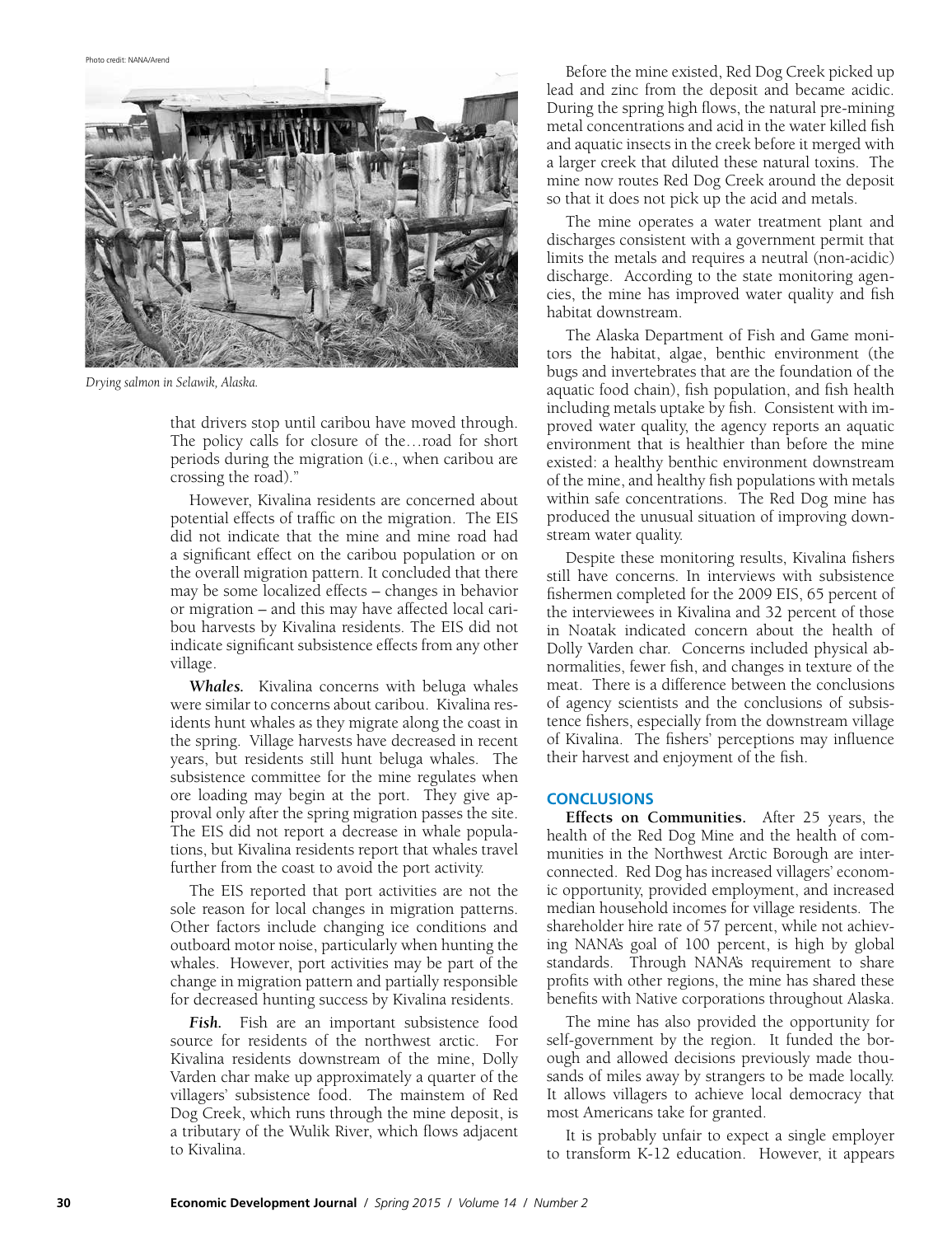Photo credit: NANA/Arend

*Drying salmon in Selawik, Alaska.*

that drivers stop until caribou have moved through. The policy calls for closure of the…road for short periods during the migration (i.e., when caribou are crossing the road)."

However, Kivalina residents are concerned about potential effects of traffic on the migration. The EIS did not indicate that the mine and mine road had a significant effect on the caribou population or on the overall migration pattern. It concluded that there may be some localized effects – changes in behavior or migration – and this may have affected local caribou harvests by Kivalina residents. The EIS did not indicate significant subsistence effects from any other village.

***Whales.*** Kivalina concerns with beluga whales were similar to concerns about caribou. Kivalina residents hunt whales as they migrate along the coast in the spring. Village harvests have decreased in recent years, but residents still hunt beluga whales. The subsistence committee for the mine regulates when ore loading may begin at the port. They give approval only after the spring migration passes the site. The EIS did not report a decrease in whale populations, but Kivalina residents report that whales travel further from the coast to avoid the port activity.

The EIS reported that port activities are not the sole reason for local changes in migration patterns. Other factors include changing ice conditions and outboard motor noise, particularly when hunting the whales. However, port activities may be part of the change in migration pattern and partially responsible for decreased hunting success by Kivalina residents.

***Fish.*** Fish are an important subsistence food source for residents of the northwest arctic. For Kivalina residents downstream of the mine, Dolly Varden char make up approximately a quarter of the villagers' subsistence food. The mainstem of Red Dog Creek, which runs through the mine deposit, is a tributary of the Wulik River, which flows adjacent to Kivalina.

Before the mine existed, Red Dog Creek picked up lead and zinc from the deposit and became acidic. During the spring high flows, the natural pre-mining metal concentrations and acid in the water killed fish and aquatic insects in the creek before it merged with a larger creek that diluted these natural toxins. The mine now routes Red Dog Creek around the deposit so that it does not pick up the acid and metals.

The mine operates a water treatment plant and discharges consistent with a government permit that limits the metals and requires a neutral (non-acidic) discharge. According to the state monitoring agencies, the mine has improved water quality and fish habitat downstream.

The Alaska Department of Fish and Game monitors the habitat, algae, benthic environment (the bugs and invertebrates that are the foundation of the aquatic food chain), fish population, and fish health including metals uptake by fish. Consistent with improved water quality, the agency reports an aquatic environment that is healthier than before the mine existed: a healthy benthic environment downstream of the mine, and healthy fish populations with metals within safe concentrations. The Red Dog mine has produced the unusual situation of improving downstream water quality.

Despite these monitoring results, Kivalina fishers still have concerns. In interviews with subsistence fishermen completed for the 2009 EIS, 65 percent of the interviewees in Kivalina and 32 percent of those in Noatak indicated concern about the health of Dolly Varden char. Concerns included physical abnormalities, fewer fish, and changes in texture of the meat. There is a difference between the conclusions of agency scientists and the conclusions of subsistence fishers, especially from the downstream village of Kivalina. The fishers' perceptions may influence their harvest and enjoyment of the fish.

## CONCLUSIONS

**Effects on Communities.** After 25 years, the health of the Red Dog Mine and the health of communities in the Northwest Arctic Borough are interconnected. Red Dog has increased villagers' economic opportunity, provided employment, and increased median household incomes for village residents. The shareholder hire rate of 57 percent, while not achieving NANA's goal of 100 percent, is high by global standards. Through NANA's requirement to share profits with other regions, the mine has shared these benefits with Native corporations throughout Alaska.

The mine has also provided the opportunity for self-government by the region. It funded the borough and allowed decisions previously made thousands of miles away by strangers to be made locally. It allows villagers to achieve local democracy that most Americans take for granted.

It is probably unfair to expect a single employer to transform K-12 education. However, it appears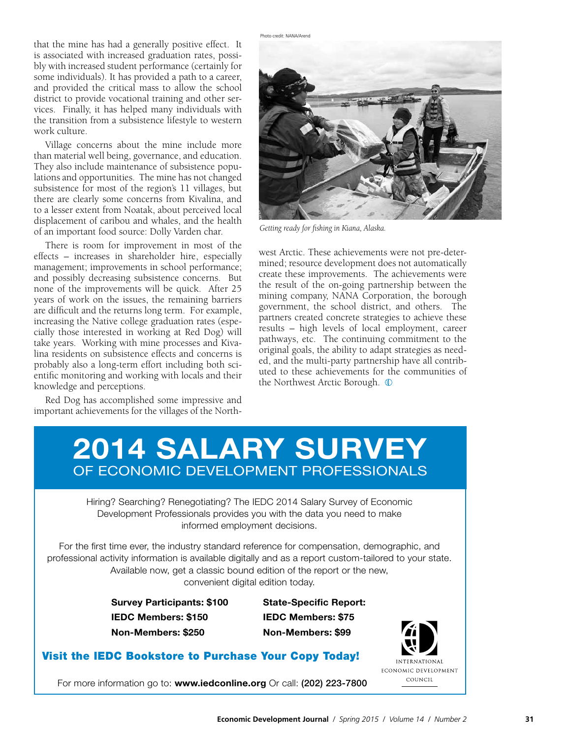that the mine has had a generally positive effect. It is associated with increased graduation rates, possibly with increased student performance (certainly for some individuals). It has provided a path to a career, and provided the critical mass to allow the school district to provide vocational training and other services. Finally, it has helped many individuals with the transition from a subsistence lifestyle to western work culture.

Village concerns about the mine include more than material well being, governance, and education. They also include maintenance of subsistence populations and opportunities. The mine has not changed subsistence for most of the region's 11 villages, but there are clearly some concerns from Kivalina, and to a lesser extent from Noatak, about perceived local displacement of caribou and whales, and the health of an important food source: Dolly Varden char.

There is room for improvement in most of the effects – increases in shareholder hire, especially management; improvements in school performance; and possibly decreasing subsistence concerns. But none of the improvements will be quick. After 25 years of work on the issues, the remaining barriers are difficult and the returns long term. For example, increasing the Native college graduation rates (especially those interested in working at Red Dog) will take years. Working with mine processes and Kivalina residents on subsistence effects and concerns is probably also a long-term effort including both scientific monitoring and working with locals and their knowledge and perceptions.

Red Dog has accomplished some impressive and important achievements for the villages of the Northwest Arctic. These achievements were not pre-determined; resource development does not automatically create these improvements. The achievements were the result of the on-going partnership between the mining company, NANA Corporation, the borough government, the school district, and others. The partners created concrete strategies to achieve these results – high levels of local employment, career pathways, etc. The continuing commitment to the original goals, the ability to adapt strategies as needed, and the multi-party partnership have all contributed to these achievements for the communities of the Northwest Arctic Borough.

Photo credit: NANA/Arend

*Getting ready for fishing in Kiana, Alaska.*

# 2014 SALARY SURVEY
## OF ECONOMIC DEVELOPMENT PROFESSIONALS

Hiring? Searching? Renegotiating? The IEDC 2014 Salary Survey of Economic Development Professionals provides you with the data you need to make informed employment decisions.

For the first time ever, the industry standard reference for compensation, demographic, and professional activity information is available digitally and as a report custom-tailored to your state. Available now, get a classic bound edition of the report or the new, convenient digital edition today.

**Survey Participants: $100**
**IEDC Members: $150**
**Non-Members: $250**

**State-Specific Report:**
**IEDC Members: $75**
**Non-Members: $99**

**Visit the IEDC Bookstore to Purchase Your Copy Today!**

For more information go to: **www.iedconline.org** Or call: **(202) 223-7800**

INTERNATIONAL ECONOMIC DEVELOPMENT COUNCIL